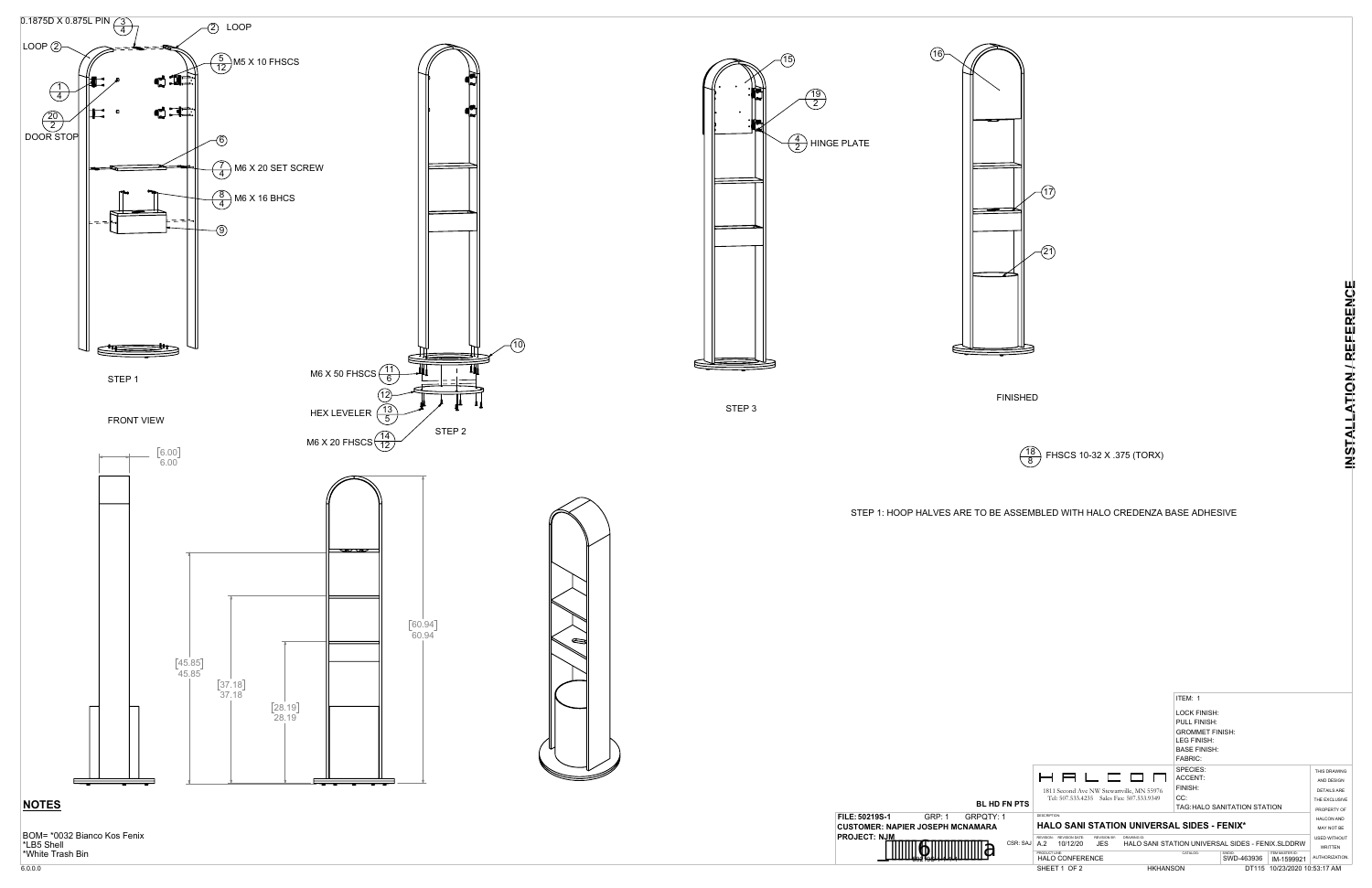0.1875D X 0.875L PIN (3/4)

LOOP (2)

(2) LOOP

(5/12) M5 X 10 FHSCS

(1/4)

(20/2)

DOOR STOP

(6)

(7/4) M6 X 20 SET SCREW

(8/4) M6 X 16 BHCS

(9)

STEP 1

FRONT VIEW

(10)

M6 X 50 FHSCS (11/6)

(12)

HEX LEVELER (13/5)

M6 X 20 FHSCS (14/12)

STEP 2

(15)

(19/2)

(4/2) HINGE PLATE

STEP 3

(16)

(17)

(21)

FINISHED

(18/8) FHSCS 10-32 X .375 (TORX)

STEP 1: HOOP HALVES ARE TO BE ASSEMBLED WITH HALO CREDENZA BASE ADHESIVE

[6.00] 6.00

[45.85] 45.85

[37.18] 37.18

[28.19] 28.19

[60.94] 60.94

INSTALLATION / REFERENCE

## NOTES

BOM= *0032 Bianco Kos Fenix
*LB5 Shell
*White Trash Bin

6.0.0.0

ITEM: 1

LOCK FINISH:
PULL FINISH:
GROMMET FINISH:
LEG FINISH:
BASE FINISH:
FABRIC:
SPECIES:
ACCENT:
FINISH:
CC:
TAG: HALO SANITATION STATION

THIS DRAWING AND DESIGN DETAILS ARE THE EXCLUSIVE PROPERTY OF HALCON AND MAY NOT BE USED WITHOUT WRITTEN AUTHORIZATION.

HALCON

1811 Second Ave NW Stewartville, MN 55976
Tel: 507.533.4235 Sales Fax: 507.533.9349

BL HD FN PTS

FILE: 50219S-1 GRP: 1 GRPQTY: 1
CUSTOMER: NAPIER JOSEPH MCNAMARA
PROJECT: NJM

CSR: SAJ

DESCRIPTION: HALO SANI STATION UNIVERSAL SIDES - FENIX*

REVISION: A.2 REVISION DATE: 10/12/20 REVISION BY: JES DRAWING ID: HALO SANI STATION UNIVERSAL SIDES - FENIX.SLDDRW

PRODUCT LINE: HALO CONFERENCE CATALOG: SWID: SWD-463936 ITEM MASTER ID: IM-1599921

SHEET 1 OF 2 HKHANSON DT115 10/23/2020 10:53:17 AM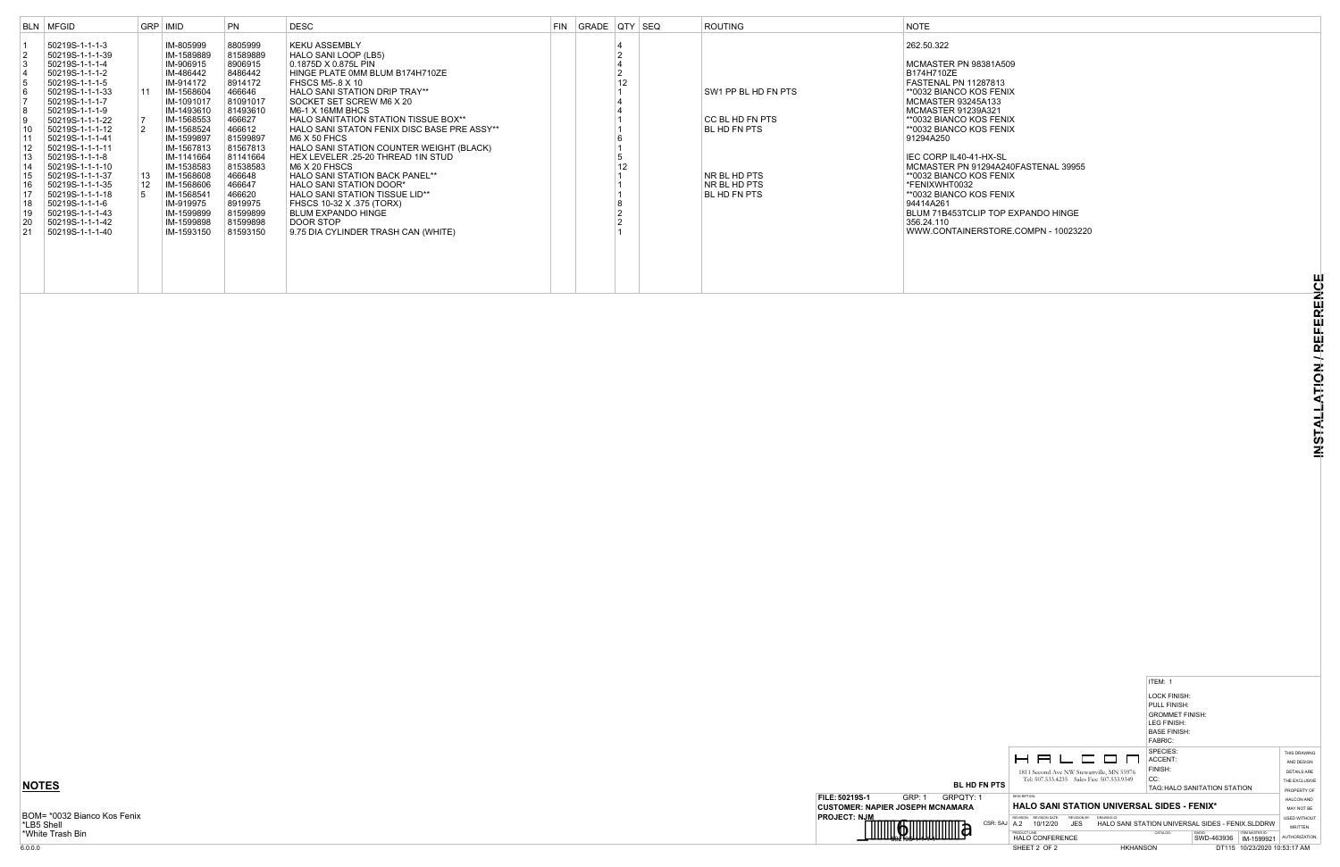| BLN | MFGID | GRP | IMID | PN | DESC | FIN | GRADE | QTY | SEQ | ROUTING | NOTE |
|---|---|---|---|---|---|---|---|---|---|---|---|
| 1 | 50219S-1-1-1-3 | | IM-805999 | 8805999 | KEKU ASSEMBLY | | | 4 | | | 262.50.322 |
| 2 | 50219S-1-1-1-39 | | IM-1589889 | 81589889 | HALO SANI LOOP (LB5) | | | 2 | | | |
| 3 | 50219S-1-1-1-4 | | IM-906915 | 8906915 | 0.1875D X 0.875L PIN | | | 4 | | | MCMASTER PN 98381A509 |
| 4 | 50219S-1-1-1-2 | | IM-486442 | 8486442 | HINGE PLATE 0MM BLUM B174H710ZE | | | 2 | | | B174H710ZE |
| 5 | 50219S-1-1-1-5 | | IM-914172 | 8914172 | FHSCS M5-.8 X 10 | | | 12 | | | FASTENAL PN 11287813 |
| 6 | 50219S-1-1-1-33 | 11 | IM-1568604 | 466646 | HALO SANI STATION DRIP TRAY** | | | 1 | | SW1 PP BL HD FN PTS | **0032 BIANCO KOS FENIX |
| 7 | 50219S-1-1-1-7 | | IM-1091017 | 81091017 | SOCKET SET SCREW M6 X 20 | | | 4 | | | MCMASTER 93245A133 |
| 8 | 50219S-1-1-1-9 | | IM-1493610 | 81493610 | M6-1 X 16MM BHCS | | | 4 | | | MCMASTER 91239A321 |
| 9 | 50219S-1-1-1-22 | 7 | IM-1568553 | 466627 | HALO SANITATION STATION TISSUE BOX** | | | 1 | | CC BL HD FN PTS | **0032 BIANCO KOS FENIX |
| 10 | 50219S-1-1-1-12 | 2 | IM-1568524 | 466612 | HALO SANI STATON FENIX DISC BASE PRE ASSY** | | | 1 | | BL HD FN PTS | **0032 BIANCO KOS FENIX |
| 11 | 50219S-1-1-1-41 | | IM-1599897 | 81599897 | M6 X 50 FHCS | | | 6 | | | 91294A250 |
| 12 | 50219S-1-1-1-11 | | IM-1567813 | 81567813 | HALO SANI STATION COUNTER WEIGHT (BLACK) | | | 1 | | | |
| 13 | 50219S-1-1-1-8 | | IM-1141664 | 81141664 | HEX LEVELER .25-20 THREAD 1IN STUD | | | 5 | | | IEC CORP IL40-41-HX-SL |
| 14 | 50219S-1-1-1-10 | | IM-1538583 | 81538583 | M6 X 20 FHSCS | | | 12 | | | MCMASTER PN 91294A240FASTENAL 39955 |
| 15 | 50219S-1-1-1-37 | 13 | IM-1568608 | 466648 | HALO SANI STATION BACK PANEL** | | | 1 | | NR BL HD PTS | **0032 BIANCO KOS FENIX |
| 16 | 50219S-1-1-1-35 | 12 | IM-1568606 | 466647 | HALO SANI STATION DOOR* | | | 1 | | NR BL HD PTS | *FENIXWHT0032 |
| 17 | 50219S-1-1-1-18 | 5 | IM-1568541 | 466620 | HALO SANI STATION TISSUE LID** | | | 1 | | BL HD FN PTS | **0032 BIANCO KOS FENIX |
| 18 | 50219S-1-1-1-6 | | IM-919975 | 8919975 | FHSCS 10-32 X .375 (TORX) | | | 8 | | | 94414A261 |
| 19 | 50219S-1-1-1-43 | | IM-1599899 | 81599899 | BLUM EXPANDO HINGE | | | 2 | | | BLUM 71B453TCLIP TOP EXPANDO HINGE |
| 20 | 50219S-1-1-1-42 | | IM-1599898 | 81599898 | DOOR STOP | | | 2 | | | 356.24.110 |
| 21 | 50219S-1-1-1-40 | | IM-1593150 | 81593150 | 9.75 DIA CYLINDER TRASH CAN (WHITE) | | | 1 | | | WWW.CONTAINERSTORE.COMPN - 10023220 |

INSTALLATION / REFERENCE

## NOTES

BOM= *0032 Bianco Kos Fenix
*LB5 Shell
*White Trash Bin

6.0.0.0

BL HD FN PTS

FILE: 50219S-1 GRP: 1 GRPQTY: 1
CUSTOMER: NAPIER JOSEPH MCNAMARA
PROJECT: NJM
CSR: SAJ

HALCON
1811 Second Ave NW Stewartville, MN 55976
Tel: 507.533.4235 Sales Fax: 507.533.9349

DESCRIPTION: HALO SANI STATION UNIVERSAL SIDES - FENIX*
REVISION: A.2 REVISION DATE: 10/12/20 REVISION BY: JES DRAWING ID: HALO SANI STATION UNIVERSAL SIDES - FENIX.SLDDRW
PRODUCT LINE: HALO CONFERENCE CATALOG: SWDID: SWD-463936 ITEM MASTER ID: IM-1599921
SHEET 2 OF 2 HKHANSON DT115 10/23/2020 10:53:17 AM

ITEM: 1
LOCK FINISH:
PULL FINISH:
GROMMET FINISH:
LEG FINISH:
BASE FINISH:
FABRIC:
SPECIES:
ACCENT:
FINISH:
CC:
TAG: HALO SANITATION STATION

THIS DRAWING AND DESIGN DETAILS ARE THE EXCLUSIVE PROPERTY OF HALCON AND MAY NOT BE USED WITHOUT WRITTEN AUTHORIZATION.